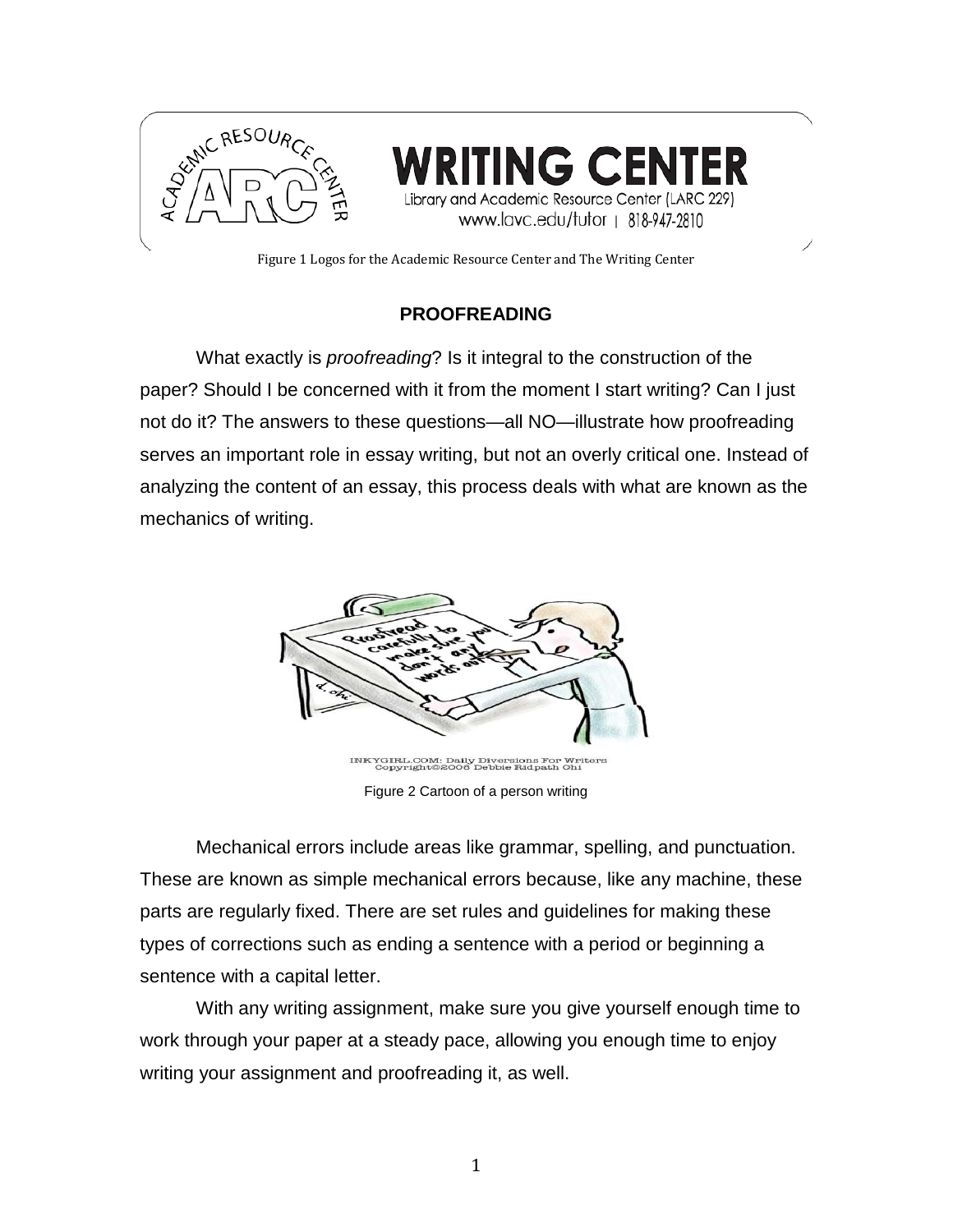WRITING CENTER
Library and Academic Resource Center (LARC 229)
www.lavc.edu/tutor | 818-947-2810

Figure 1 Logos for the Academic Resource Center and The Writing Center

## PROOFREADING

What exactly is *proofreading*? Is it integral to the construction of the paper? Should I be concerned with it from the moment I start writing? Can I just not do it? The answers to these questions—all NO—illustrate how proofreading serves an important role in essay writing, but not an overly critical one. Instead of analyzing the content of an essay, this process deals with what are known as the mechanics of writing.

INKYGIRL.COM: Daily Diversions For Writers
Copyright©2008 Debbie Ridpath Ohi

Figure 2 Cartoon of a person writing

Mechanical errors include areas like grammar, spelling, and punctuation. These are known as simple mechanical errors because, like any machine, these parts are regularly fixed. There are set rules and guidelines for making these types of corrections such as ending a sentence with a period or beginning a sentence with a capital letter.

With any writing assignment, make sure you give yourself enough time to work through your paper at a steady pace, allowing you enough time to enjoy writing your assignment and proofreading it, as well.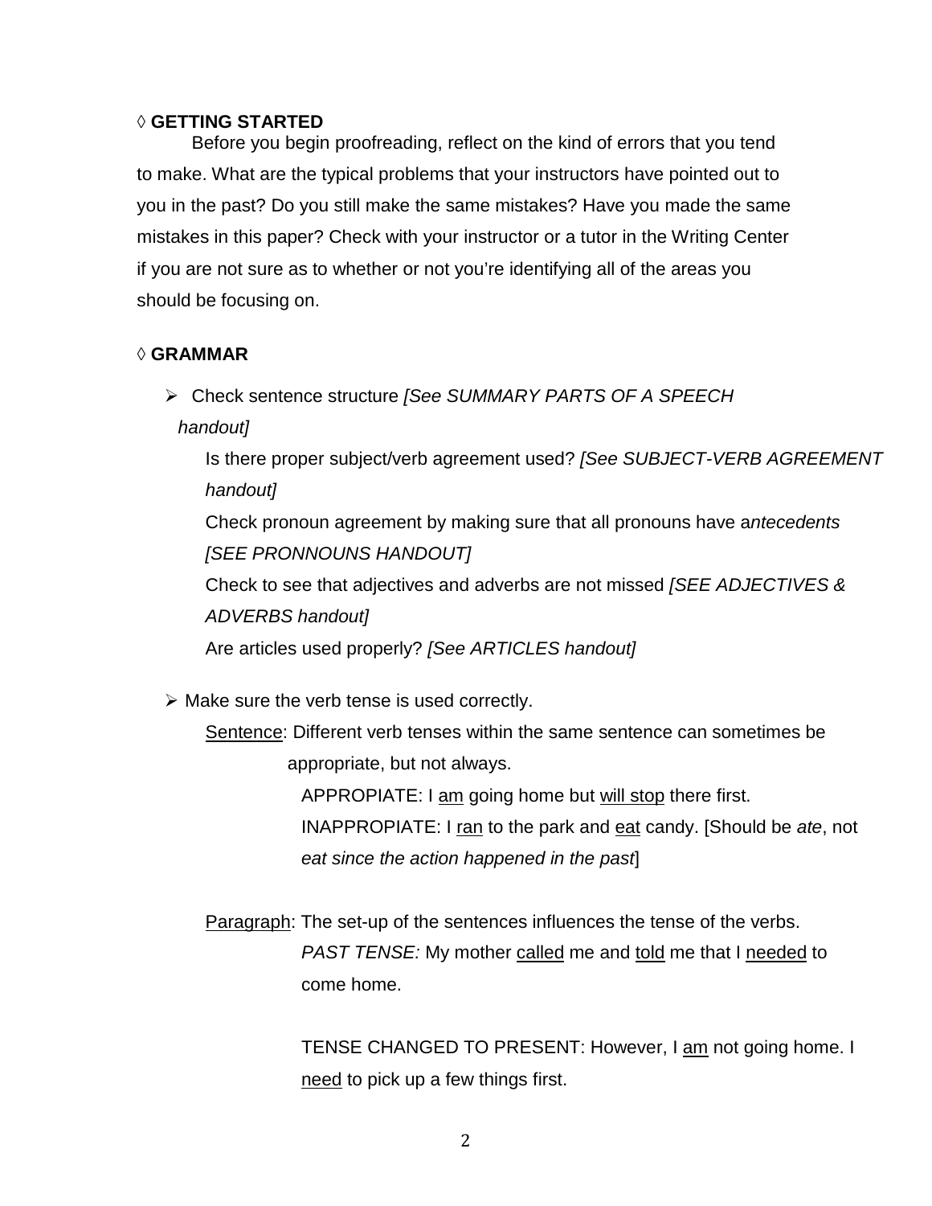◊ **GETTING STARTED**

Before you begin proofreading, reflect on the kind of errors that you tend to make. What are the typical problems that your instructors have pointed out to you in the past? Do you still make the same mistakes? Have you made the same mistakes in this paper? Check with your instructor or a tutor in the Writing Center if you are not sure as to whether or not you're identifying all of the areas you should be focusing on.

◊ **GRAMMAR**

- Check sentence structure *[See SUMMARY PARTS OF A SPEECH handout]*
  - Is there proper subject/verb agreement used? *[See SUBJECT-VERB AGREEMENT handout]*
  - Check pronoun agreement by making sure that all pronouns have a*ntecedents [SEE PRONNOUNS HANDOUT]*
  - Check to see that adjectives and adverbs are not missed *[SEE ADJECTIVES & ADVERBS handout]*
  - Are articles used properly? *[See ARTICLES handout]*

- Make sure the verb tense is used correctly.
  - Sentence: Different verb tenses within the same sentence can sometimes be appropriate, but not always.
    - APPROPIATE: I am going home but will stop there first.
    - INAPPROPIATE: I ran to the park and eat candy. [Should be *ate*, not *eat since the action happened in the past*]
  - Paragraph: The set-up of the sentences influences the tense of the verbs.
    - *PAST TENSE:* My mother called me and told me that I needed to come home.
    - TENSE CHANGED TO PRESENT: However, I am not going home. I need to pick up a few things first.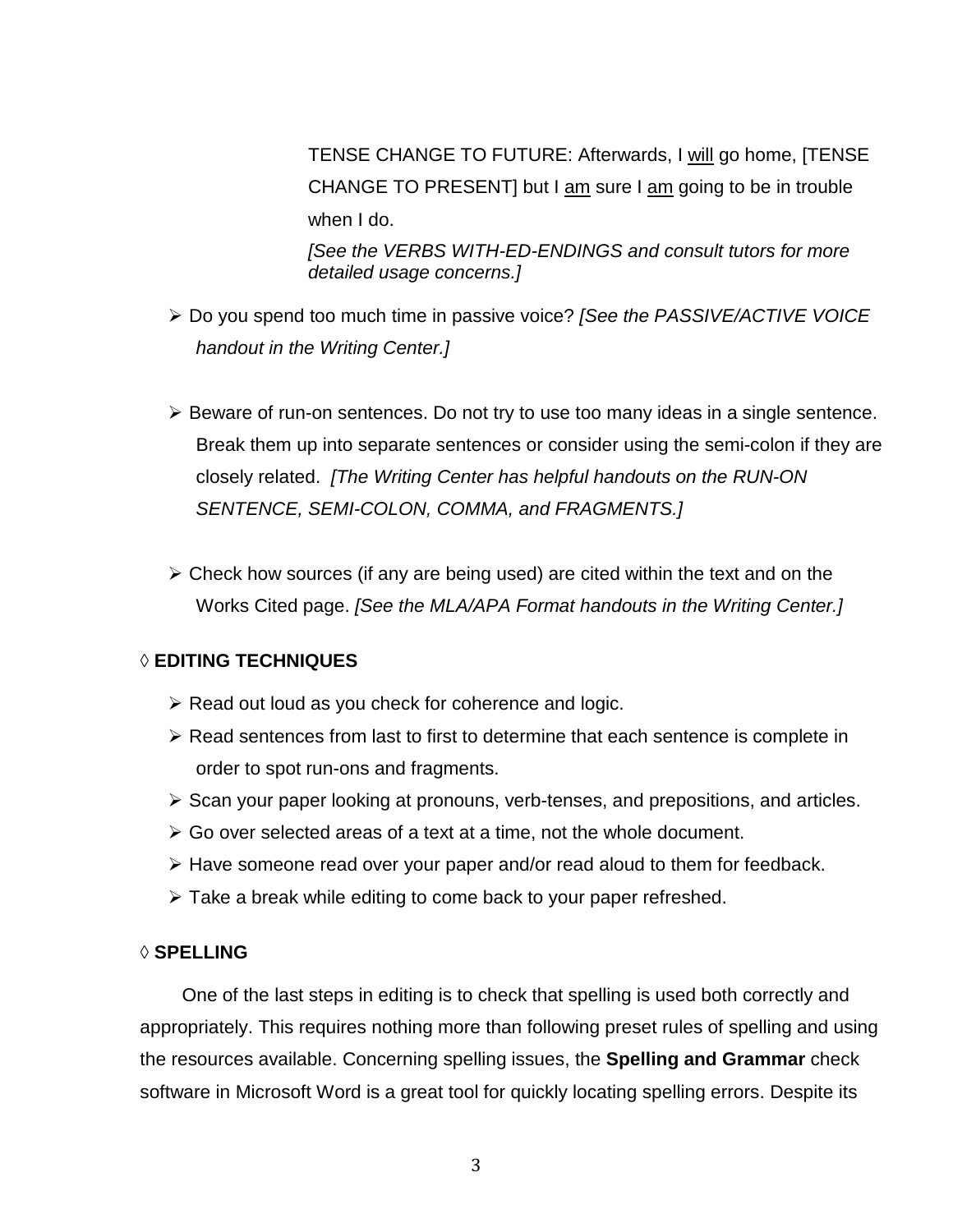TENSE CHANGE TO FUTURE: Afterwards, I <u>will</u> go home, [TENSE CHANGE TO PRESENT] but I <u>am</u> sure I <u>am</u> going to be in trouble when I do.

*[See the VERBS WITH-ED-ENDINGS and consult tutors for more detailed usage concerns.]*

- Do you spend too much time in passive voice? *[See the PASSIVE/ACTIVE VOICE handout in the Writing Center.]*

- Beware of run-on sentences. Do not try to use too many ideas in a single sentence. Break them up into separate sentences or consider using the semi-colon if they are closely related. *[The Writing Center has helpful handouts on the RUN-ON SENTENCE, SEMI-COLON, COMMA, and FRAGMENTS.]*

- Check how sources (if any are being used) are cited within the text and on the Works Cited page. *[See the MLA/APA Format handouts in the Writing Center.]*

◊ **EDITING TECHNIQUES**

- Read out loud as you check for coherence and logic.
- Read sentences from last to first to determine that each sentence is complete in order to spot run-ons and fragments.
- Scan your paper looking at pronouns, verb-tenses, and prepositions, and articles.
- Go over selected areas of a text at a time, not the whole document.
- Have someone read over your paper and/or read aloud to them for feedback.
- Take a break while editing to come back to your paper refreshed.

◊ **SPELLING**

One of the last steps in editing is to check that spelling is used both correctly and appropriately. This requires nothing more than following preset rules of spelling and using the resources available. Concerning spelling issues, the **Spelling and Grammar** check software in Microsoft Word is a great tool for quickly locating spelling errors. Despite its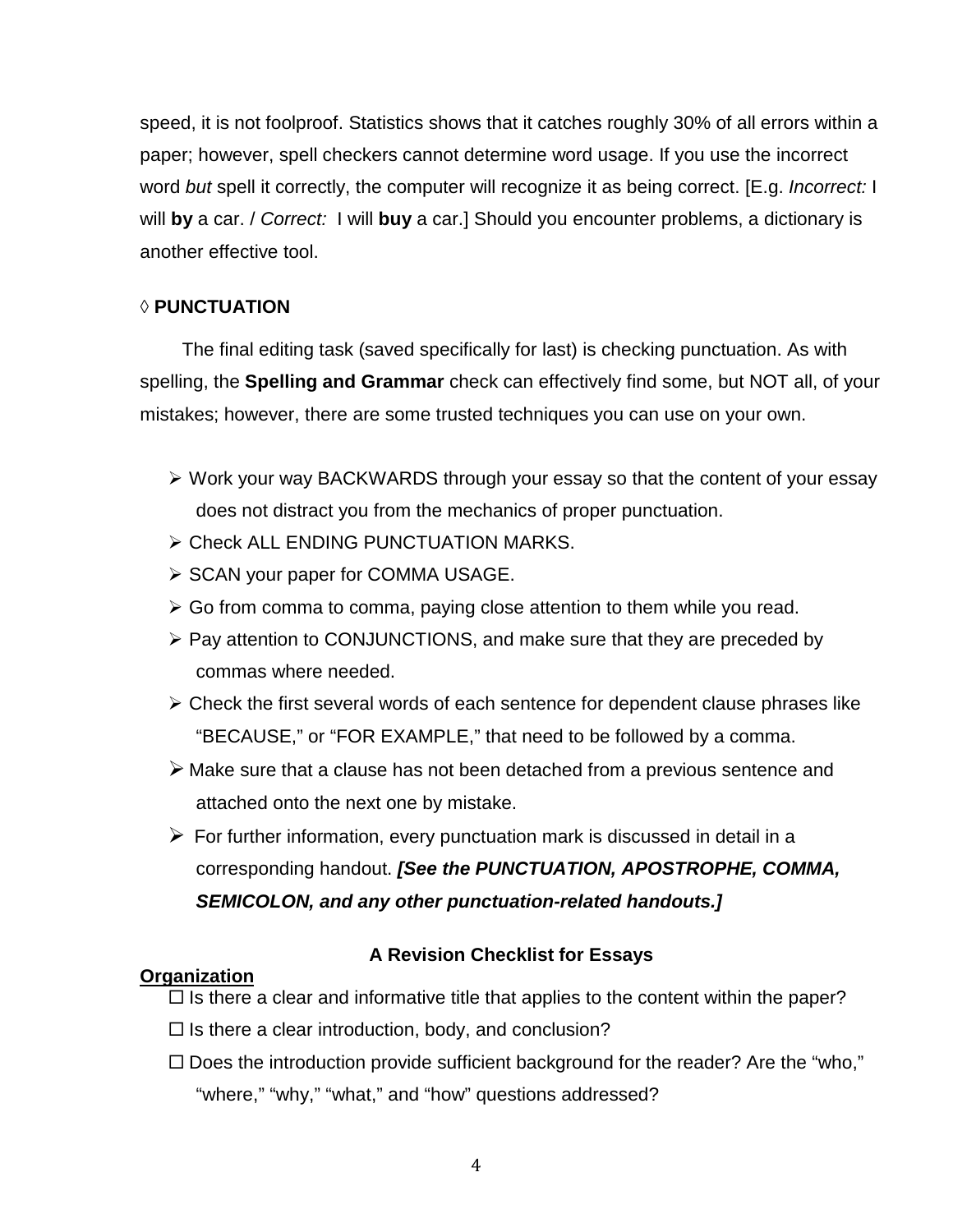speed, it is not foolproof. Statistics shows that it catches roughly 30% of all errors within a paper; however, spell checkers cannot determine word usage. If you use the incorrect word *but* spell it correctly, the computer will recognize it as being correct. [E.g. *Incorrect:* I will **by** a car. / *Correct:* I will **buy** a car.] Should you encounter problems, a dictionary is another effective tool.

### ◊ PUNCTUATION

The final editing task (saved specifically for last) is checking punctuation. As with spelling, the **Spelling and Grammar** check can effectively find some, but NOT all, of your mistakes; however, there are some trusted techniques you can use on your own.

- Work your way BACKWARDS through your essay so that the content of your essay does not distract you from the mechanics of proper punctuation.
- Check ALL ENDING PUNCTUATION MARKS.
- SCAN your paper for COMMA USAGE.
- Go from comma to comma, paying close attention to them while you read.
- Pay attention to CONJUNCTIONS, and make sure that they are preceded by commas where needed.
- Check the first several words of each sentence for dependent clause phrases like "BECAUSE," or "FOR EXAMPLE," that need to be followed by a comma.
- Make sure that a clause has not been detached from a previous sentence and attached onto the next one by mistake.
- For further information, every punctuation mark is discussed in detail in a corresponding handout. ***[See the PUNCTUATION, APOSTROPHE, COMMA, SEMICOLON, and any other punctuation-related handouts.]***

## A Revision Checklist for Essays

**Organization**

- ☐ Is there a clear and informative title that applies to the content within the paper?
- ☐ Is there a clear introduction, body, and conclusion?
- ☐ Does the introduction provide sufficient background for the reader? Are the "who," "where," "why," "what," and "how" questions addressed?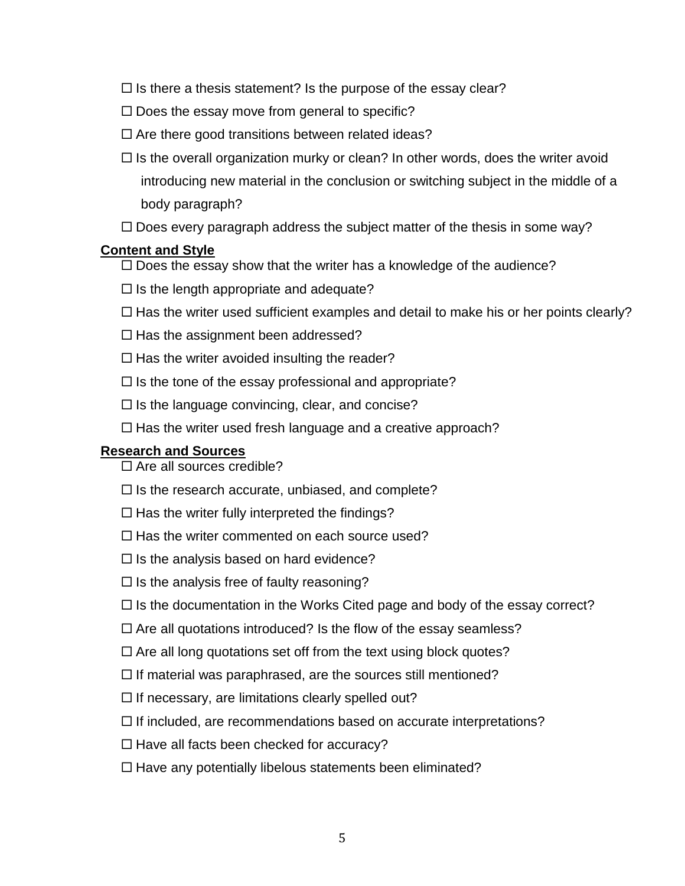☐ Is there a thesis statement? Is the purpose of the essay clear?

☐ Does the essay move from general to specific?

☐ Are there good transitions between related ideas?

☐ Is the overall organization murky or clean? In other words, does the writer avoid introducing new material in the conclusion or switching subject in the middle of a body paragraph?

☐ Does every paragraph address the subject matter of the thesis in some way?

**Content and Style**

☐ Does the essay show that the writer has a knowledge of the audience?

☐ Is the length appropriate and adequate?

☐ Has the writer used sufficient examples and detail to make his or her points clearly?

☐ Has the assignment been addressed?

☐ Has the writer avoided insulting the reader?

☐ Is the tone of the essay professional and appropriate?

☐ Is the language convincing, clear, and concise?

☐ Has the writer used fresh language and a creative approach?

**Research and Sources**

☐ Are all sources credible?

☐ Is the research accurate, unbiased, and complete?

☐ Has the writer fully interpreted the findings?

☐ Has the writer commented on each source used?

☐ Is the analysis based on hard evidence?

☐ Is the analysis free of faulty reasoning?

☐ Is the documentation in the Works Cited page and body of the essay correct?

☐ Are all quotations introduced? Is the flow of the essay seamless?

☐ Are all long quotations set off from the text using block quotes?

☐ If material was paraphrased, are the sources still mentioned?

☐ If necessary, are limitations clearly spelled out?

☐ If included, are recommendations based on accurate interpretations?

☐ Have all facts been checked for accuracy?

☐ Have any potentially libelous statements been eliminated?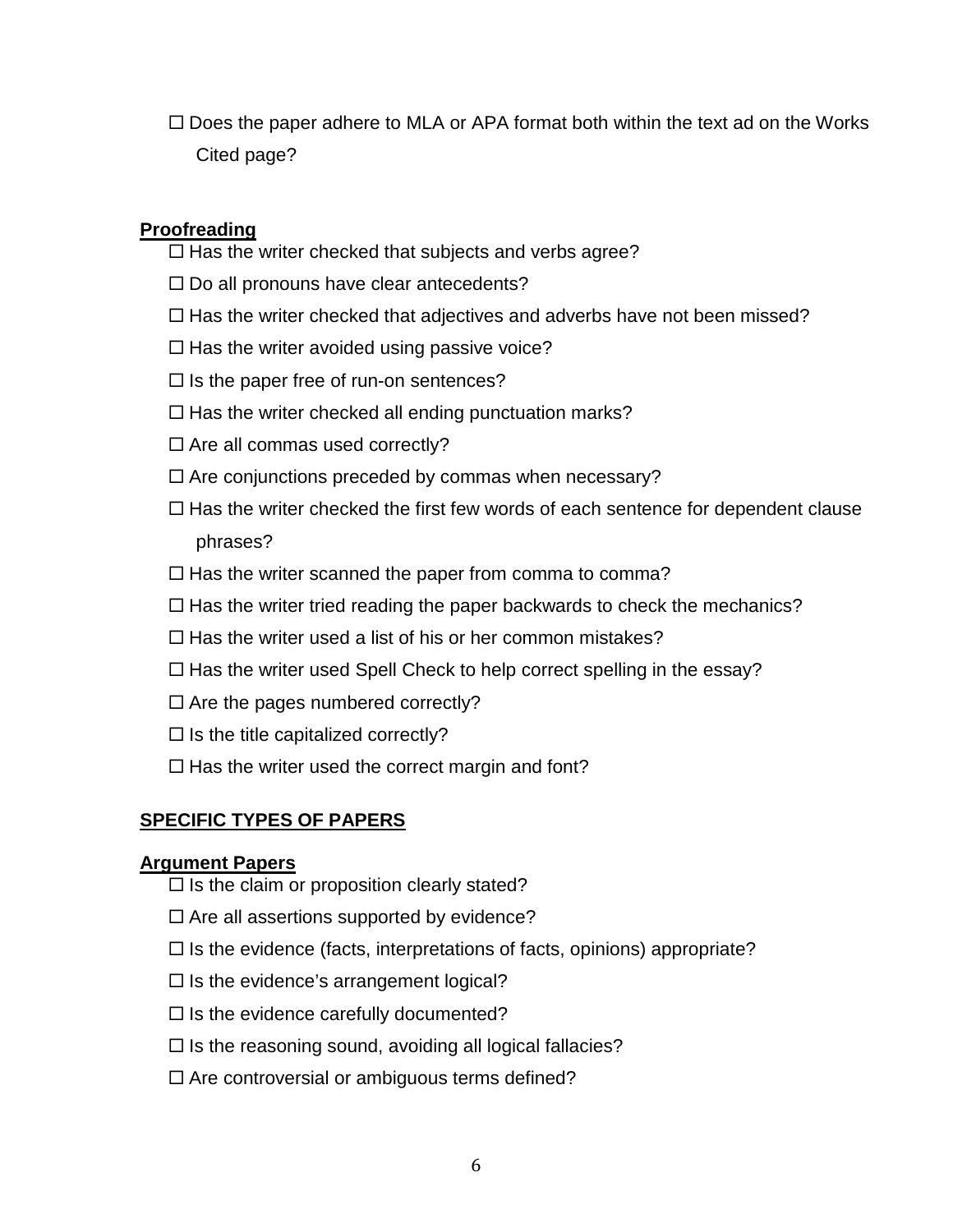☐ Does the paper adhere to MLA or APA format both within the text ad on the Works Cited page?

**Proofreading**

☐ Has the writer checked that subjects and verbs agree?

☐ Do all pronouns have clear antecedents?

☐ Has the writer checked that adjectives and adverbs have not been missed?

☐ Has the writer avoided using passive voice?

☐ Is the paper free of run-on sentences?

☐ Has the writer checked all ending punctuation marks?

☐ Are all commas used correctly?

☐ Are conjunctions preceded by commas when necessary?

☐ Has the writer checked the first few words of each sentence for dependent clause phrases?

☐ Has the writer scanned the paper from comma to comma?

☐ Has the writer tried reading the paper backwards to check the mechanics?

☐ Has the writer used a list of his or her common mistakes?

☐ Has the writer used Spell Check to help correct spelling in the essay?

☐ Are the pages numbered correctly?

☐ Is the title capitalized correctly?

☐ Has the writer used the correct margin and font?

## SPECIFIC TYPES OF PAPERS

**Argument Papers**

☐ Is the claim or proposition clearly stated?

☐ Are all assertions supported by evidence?

☐ Is the evidence (facts, interpretations of facts, opinions) appropriate?

☐ Is the evidence's arrangement logical?

☐ Is the evidence carefully documented?

☐ Is the reasoning sound, avoiding all logical fallacies?

☐ Are controversial or ambiguous terms defined?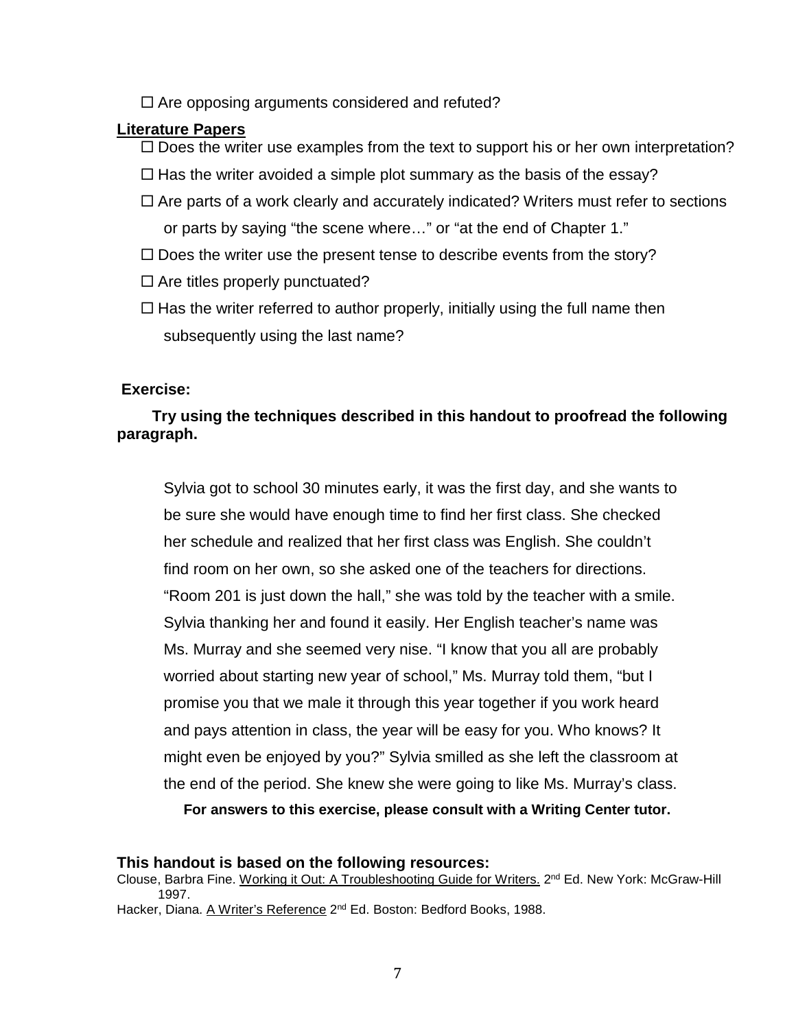☐ Are opposing arguments considered and refuted?

**Literature Papers**

☐ Does the writer use examples from the text to support his or her own interpretation?

☐ Has the writer avoided a simple plot summary as the basis of the essay?

☐ Are parts of a work clearly and accurately indicated? Writers must refer to sections or parts by saying "the scene where…" or "at the end of Chapter 1."

☐ Does the writer use the present tense to describe events from the story?

☐ Are titles properly punctuated?

☐ Has the writer referred to author properly, initially using the full name then subsequently using the last name?

**Exercise:**

**Try using the techniques described in this handout to proofread the following paragraph.**

Sylvia got to school 30 minutes early, it was the first day, and she wants to be sure she would have enough time to find her first class. She checked her schedule and realized that her first class was English. She couldn't find room on her own, so she asked one of the teachers for directions. "Room 201 is just down the hall," she was told by the teacher with a smile. Sylvia thanking her and found it easily. Her English teacher's name was Ms. Murray and she seemed very nise. "I know that you all are probably worried about starting new year of school," Ms. Murray told them, "but I promise you that we male it through this year together if you work heard and pays attention in class, the year will be easy for you. Who knows? It might even be enjoyed by you?" Sylvia smilled as she left the classroom at the end of the period. She knew she were going to like Ms. Murray's class.

**For answers to this exercise, please consult with a Writing Center tutor.**

**This handout is based on the following resources:**

Clouse, Barbra Fine. Working it Out: A Troubleshooting Guide for Writers. 2nd Ed. New York: McGraw-Hill 1997.

Hacker, Diana. A Writer's Reference 2nd Ed. Boston: Bedford Books, 1988.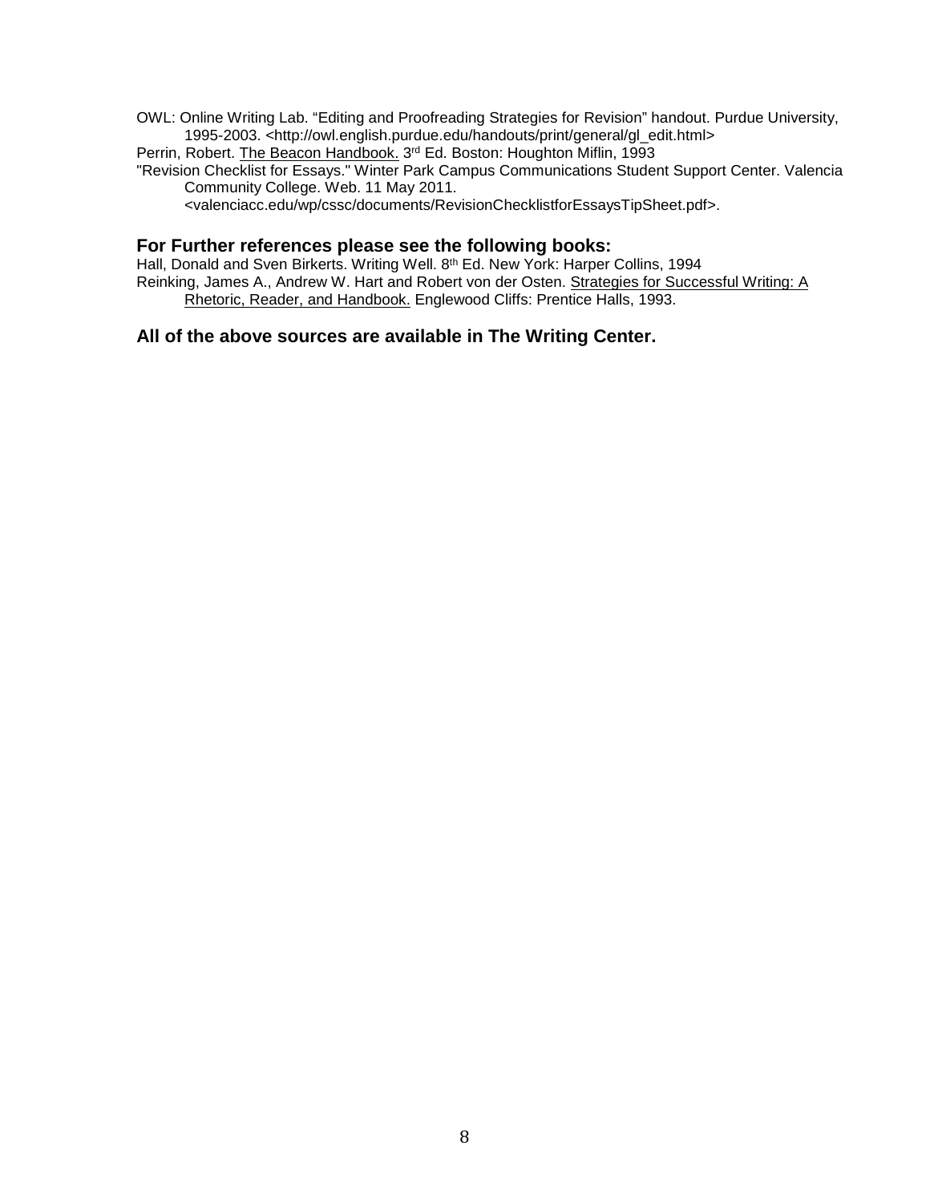OWL: Online Writing Lab. "Editing and Proofreading Strategies for Revision" handout. Purdue University, 1995-2003. <http://owl.english.purdue.edu/handouts/print/general/gl_edit.html>

Perrin, Robert. The Beacon Handbook. 3rd Ed. Boston: Houghton Miflin, 1993

"Revision Checklist for Essays." Winter Park Campus Communications Student Support Center. Valencia Community College. Web. 11 May 2011. <valenciacc.edu/wp/cssc/documents/RevisionChecklistforEssaysTipSheet.pdf>.

## For Further references please see the following books:

Hall, Donald and Sven Birkerts. Writing Well. 8th Ed. New York: Harper Collins, 1994

Reinking, James A., Andrew W. Hart and Robert von der Osten. Strategies for Successful Writing: A Rhetoric, Reader, and Handbook. Englewood Cliffs: Prentice Halls, 1993.

## All of the above sources are available in The Writing Center.